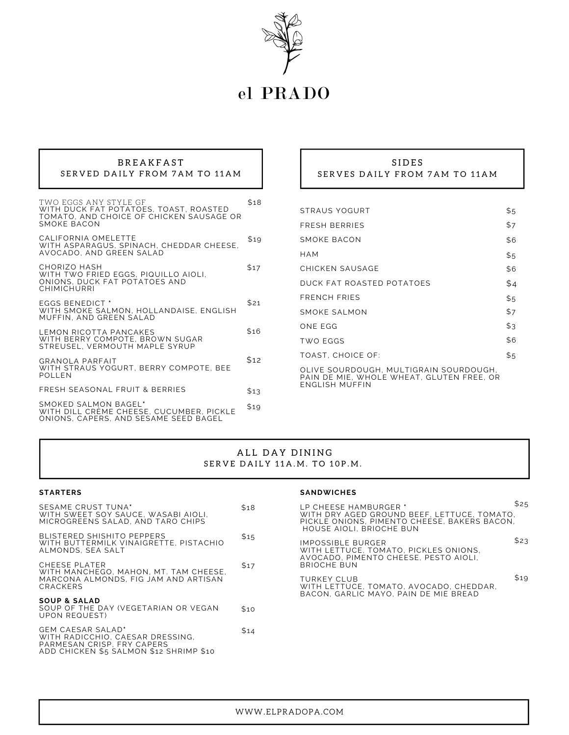# el PRADO

## BREAKFAST
SERVED DAILY FROM 7AM TO 11AM

| Item | Price |
|---|---|
| TWO EGGS ANY STYLE GF<br>WITH DUCK FAT POTATOES, TOAST, ROASTED TOMATO, AND CHOICE OF CHICKEN SAUSAGE OR SMOKE BACON | $18 |
| CALIFORNIA OMELETTE<br>WITH ASPARAGUS, SPINACH, CHEDDAR CHEESE, AVOCADO, AND GREEN SALAD | $19 |
| CHORIZO HASH<br>WITH TWO FRIED EGGS, PIQUILLO AIOLI, ONIONS, DUCK FAT POTATOES AND CHIMICHURRI | $17 |
| EGGS BENEDICT *<br>WITH SMOKE SALMON, HOLLANDAISE, ENGLISH MUFFIN, AND GREEN SALAD | $21 |
| LEMON RICOTTA PANCAKES<br>WITH BERRY COMPOTE, BROWN SUGAR STREUSEL, VERMOUTH MAPLE SYRUP | $16 |
| GRANOLA PARFAIT<br>WITH STRAUS YOGURT, BERRY COMPOTE, BEE POLLEN | $12 |
| FRESH SEASONAL FRUIT & BERRIES | $13 |
| SMOKED SALMON BAGEL*<br>WITH DILL CRÈME CHEESE, CUCUMBER, PICKLE ONIONS, CAPERS, AND SESAME SEED BAGEL | $19 |

## SIDES
SERVES DAILY FROM 7AM TO 11AM

| Item | Price |
|---|---|
| STRAUS YOGURT | $5 |
| FRESH BERRIES | $7 |
| SMOKE BACON | $6 |
| HAM | $5 |
| CHICKEN SAUSAGE | $6 |
| DUCK FAT ROASTED POTATOES | $4 |
| FRENCH FRIES | $5 |
| SMOKE SALMON | $7 |
| ONE EGG | $3 |
| TWO EGGS | $6 |
| TOAST, CHOICE OF: | $5 |

OLIVE SOURDOUGH, MULTIGRAIN SOURDOUGH, PAIN DE MIE, WHOLE WHEAT, GLUTEN FREE, OR ENGLISH MUFFIN

## ALL DAY DINING
SERVE DAILY 11A.M. TO 10P.M.

### STARTERS

| Item | Price |
|---|---|
| SESAME CRUST TUNA*<br>WITH SWEET SOY SAUCE, WASABI AIOLI, MICROGREENS SALAD, AND TARO CHIPS | $18 |
| BLISTERED SHISHITO PEPPERS<br>WITH BUTTERMILK VINAIGRETTE, PISTACHIO ALMONDS, SEA SALT | $15 |
| CHEESE PLATER<br>WITH MANCHEGO, MAHON, MT. TAM CHEESE, MARCONA ALMONDS, FIG JAM AND ARTISAN CRACKERS | $17 |

### SOUP & SALAD

| Item | Price |
|---|---|
| SOUP OF THE DAY (VEGETARIAN OR VEGAN UPON REQUEST) | $10 |
| GEM CAESAR SALAD*<br>WITH RADICCHIO, CAESAR DRESSING, PARMESAN CRISP, FRY CAPERS<br>ADD CHICKEN $5 SALMON $12 SHRIMP $10 | $14 |

### SANDWICHES

| Item | Price |
|---|---|
| LP CHEESE HAMBURGER *<br>WITH DRY AGED GROUND BEEF, LETTUCE, TOMATO, PICKLE ONIONS, PIMENTO CHEESE, BAKERS BACON, HOUSE AIOLI, BRIOCHE BUN | $25 |
| IMPOSSIBLE BURGER<br>WITH LETTUCE, TOMATO, PICKLES ONIONS, AVOCADO, PIMENTO CHEESE, PESTO AIOLI, BRIOCHE BUN | $23 |
| TURKEY CLUB<br>WITH LETTUCE, TOMATO, AVOCADO, CHEDDAR, BACON, GARLIC MAYO, PAIN DE MIE BREAD | $19 |

WWW.ELPRADOPA.COM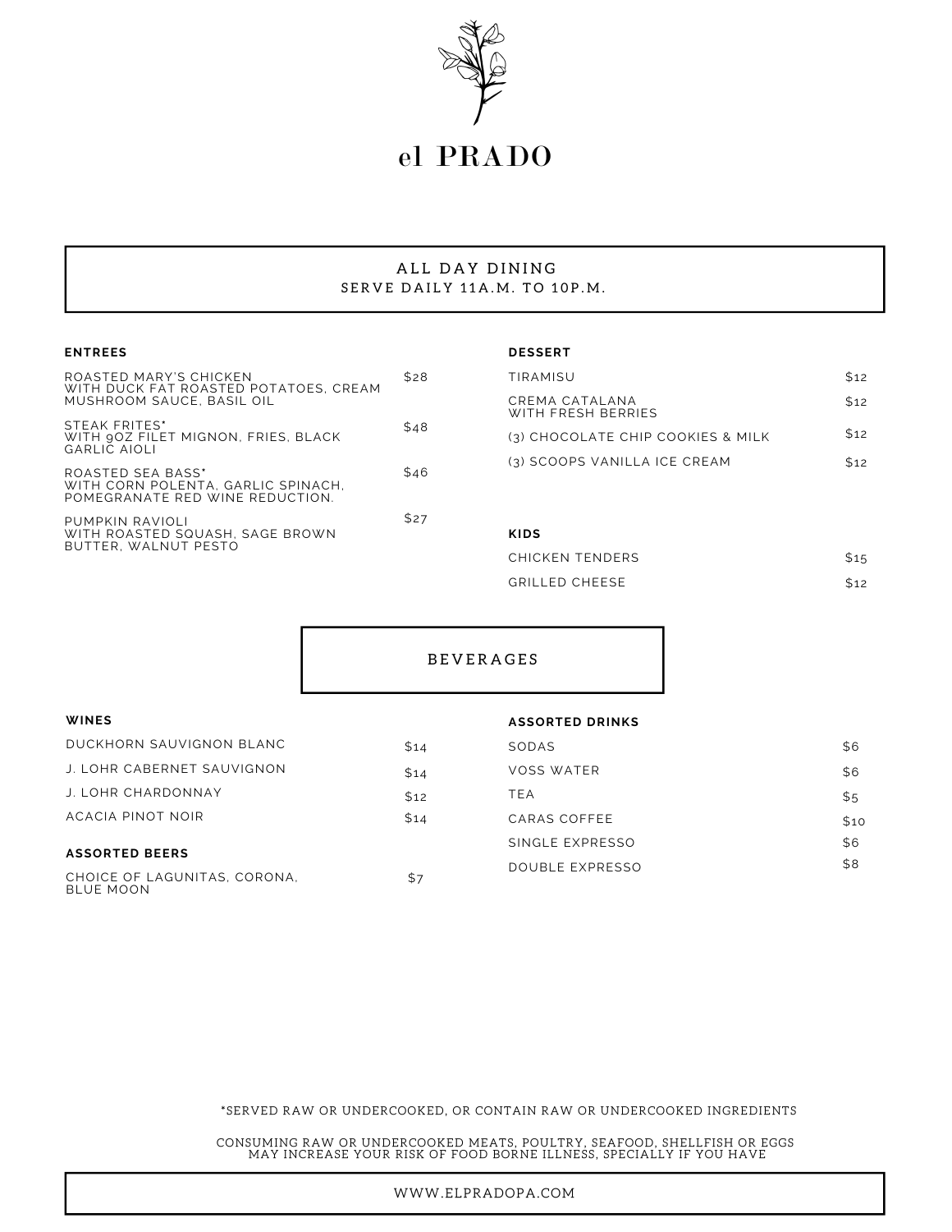# el PRADO

## ALL DAY DINING

SERVE DAILY 11A.M. TO 10P.M.

### ENTREES

| | |
|---|---|
| ROASTED MARY'S CHICKEN<br>WITH DUCK FAT ROASTED POTATOES, CREAM MUSHROOM SAUCE, BASIL OIL | $28 |
| STEAK FRITES*<br>WITH 9OZ FILET MIGNON, FRIES, BLACK GARLIC AIOLI | $48 |
| ROASTED SEA BASS*<br>WITH CORN POLENTA, GARLIC SPINACH, POMEGRANATE RED WINE REDUCTION. | $46 |
| PUMPKIN RAVIOLI<br>WITH ROASTED SQUASH, SAGE BROWN BUTTER, WALNUT PESTO | $27 |

### DESSERT

| | |
|---|---|
| TIRAMISU | $12 |
| CREMA CATALANA<br>WITH FRESH BERRIES | $12 |
| (3) CHOCOLATE CHIP COOKIES & MILK | $12 |
| (3) SCOOPS VANILLA ICE CREAM | $12 |

### KIDS

| | |
|---|---|
| CHICKEN TENDERS | $15 |
| GRILLED CHEESE | $12 |

## BEVERAGES

### WINES

| | |
|---|---|
| DUCKHORN SAUVIGNON BLANC | $14 |
| J. LOHR CABERNET SAUVIGNON | $14 |
| J. LOHR CHARDONNAY | $12 |
| ACACIA PINOT NOIR | $14 |

### ASSORTED BEERS

| | |
|---|---|
| CHOICE OF LAGUNITAS, CORONA, BLUE MOON | $7 |

### ASSORTED DRINKS

| | |
|---|---|
| SODAS | $6 |
| VOSS WATER | $6 |
| TEA | $5 |
| CARAS COFFEE | $10 |
| SINGLE EXPRESSO | $6 |
| DOUBLE EXPRESSO | $8 |

*SERVED RAW OR UNDERCOOKED, OR CONTAIN RAW OR UNDERCOOKED INGREDIENTS

CONSUMING RAW OR UNDERCOOKED MEATS, POULTRY, SEAFOOD, SHELLFISH OR EGGS MAY INCREASE YOUR RISK OF FOOD BORNE ILLNESS, SPECIALLY IF YOU HAVE

WWW.ELPRADOPA.COM